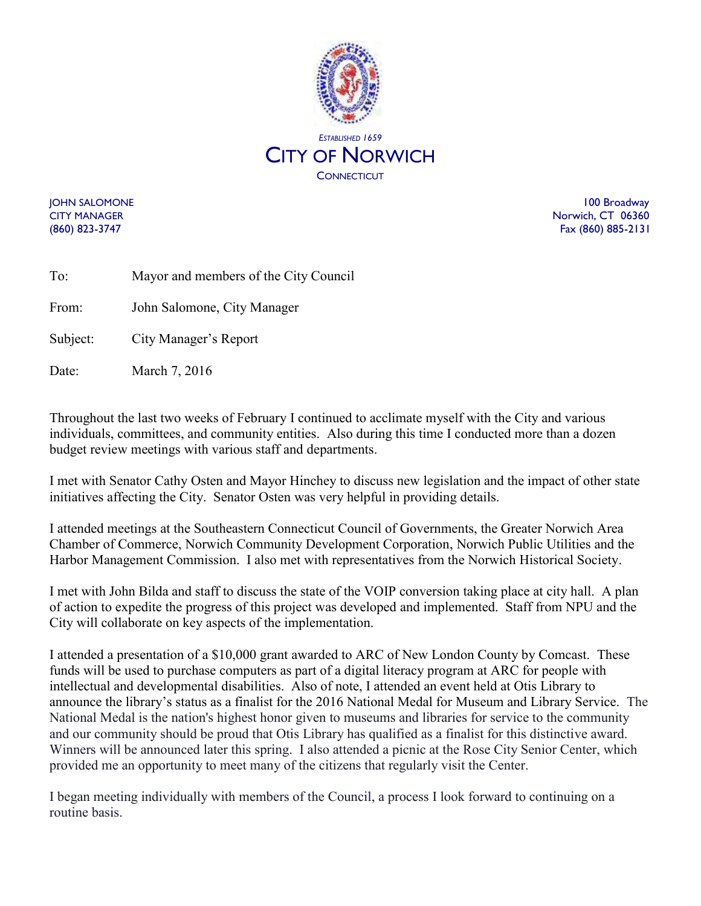*Established 1659*

# City of Norwich

Connecticut

JOHN SALOMONE
CITY MANAGER
(860) 823-3747

100 Broadway
Norwich, CT 06360
Fax (860) 885-2131

To: Mayor and members of the City Council

From: John Salomone, City Manager

Subject: City Manager's Report

Date: March 7, 2016

Throughout the last two weeks of February I continued to acclimate myself with the City and various individuals, committees, and community entities. Also during this time I conducted more than a dozen budget review meetings with various staff and departments.

I met with Senator Cathy Osten and Mayor Hinchey to discuss new legislation and the impact of other state initiatives affecting the City. Senator Osten was very helpful in providing details.

I attended meetings at the Southeastern Connecticut Council of Governments, the Greater Norwich Area Chamber of Commerce, Norwich Community Development Corporation, Norwich Public Utilities and the Harbor Management Commission. I also met with representatives from the Norwich Historical Society.

I met with John Bilda and staff to discuss the state of the VOIP conversion taking place at city hall. A plan of action to expedite the progress of this project was developed and implemented. Staff from NPU and the City will collaborate on key aspects of the implementation.

I attended a presentation of a $10,000 grant awarded to ARC of New London County by Comcast. These funds will be used to purchase computers as part of a digital literacy program at ARC for people with intellectual and developmental disabilities. Also of note, I attended an event held at Otis Library to announce the library's status as a finalist for the 2016 National Medal for Museum and Library Service. The National Medal is the nation's highest honor given to museums and libraries for service to the community and our community should be proud that Otis Library has qualified as a finalist for this distinctive award. Winners will be announced later this spring. I also attended a picnic at the Rose City Senior Center, which provided me an opportunity to meet many of the citizens that regularly visit the Center.

I began meeting individually with members of the Council, a process I look forward to continuing on a routine basis.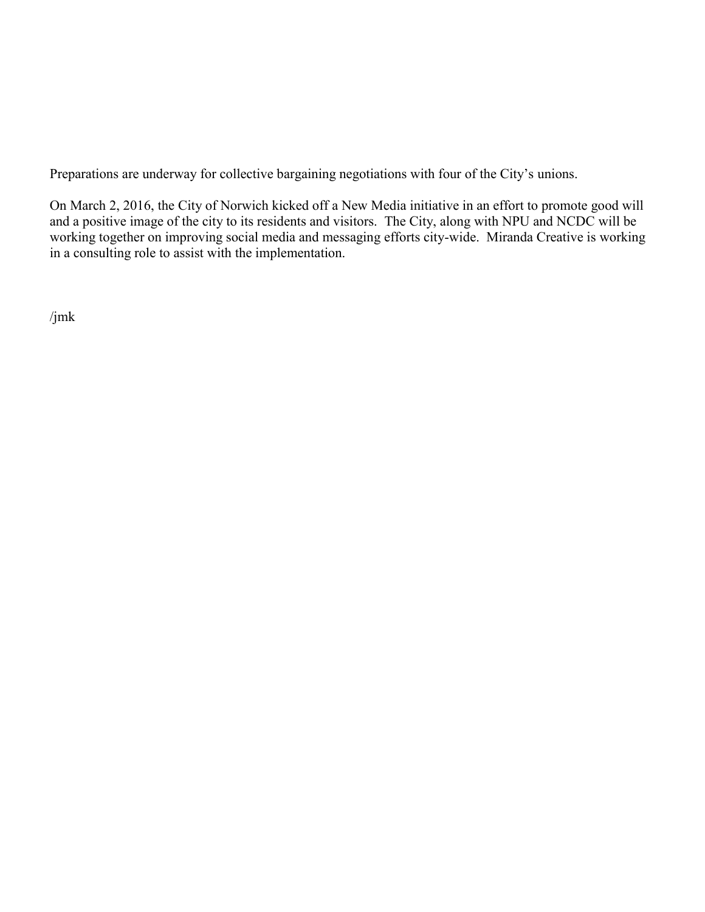Preparations are underway for collective bargaining negotiations with four of the City's unions.

On March 2, 2016, the City of Norwich kicked off a New Media initiative in an effort to promote good will and a positive image of the city to its residents and visitors. The City, along with NPU and NCDC will be working together on improving social media and messaging efforts city-wide. Miranda Creative is working in a consulting role to assist with the implementation.

/jmk